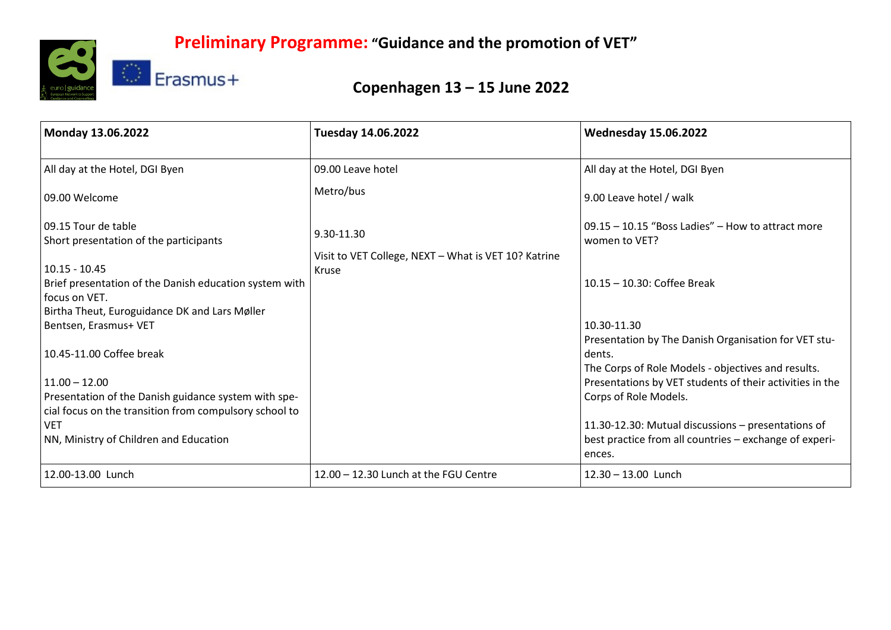# **Preliminary Programme:** "Guidance and the promotion of VET"

## Copenhagen 13 – 15 June 2022

| **Monday 13.06.2022** | **Tuesday 14.06.2022** | **Wednesday 15.06.2022** |
|---|---|---|
| All day at the Hotel, DGI Byen<br><br>09.00 Welcome<br><br>09.15 Tour de table<br>Short presentation of the participants<br><br>10.15 - 10.45<br>Brief presentation of the Danish education system with focus on VET.<br>Birtha Theut, Euroguidance DK and Lars Møller Bentsen, Erasmus+ VET<br><br>10.45-11.00 Coffee break<br><br>11.00 – 12.00<br>Presentation of the Danish guidance system with special focus on the transition from compulsory school to VET<br>NN, Ministry of Children and Education | 09.00 Leave hotel<br><br>Metro/bus<br><br>9.30-11.30<br><br>Visit to VET College, NEXT – What is VET 10? Katrine Kruse | All day at the Hotel, DGI Byen<br><br>9.00 Leave hotel / walk<br><br>09.15 – 10.15 "Boss Ladies" – How to attract more women to VET?<br><br>10.15 – 10.30: Coffee Break<br><br>10.30-11.30<br>Presentation by The Danish Organisation for VET students.<br>The Corps of Role Models - objectives and results.<br>Presentations by VET students of their activities in the Corps of Role Models.<br><br>11.30-12.30: Mutual discussions – presentations of best practice from all countries – exchange of experiences. |
| 12.00-13.00 Lunch | 12.00 – 12.30 Lunch at the FGU Centre | 12.30 – 13.00 Lunch |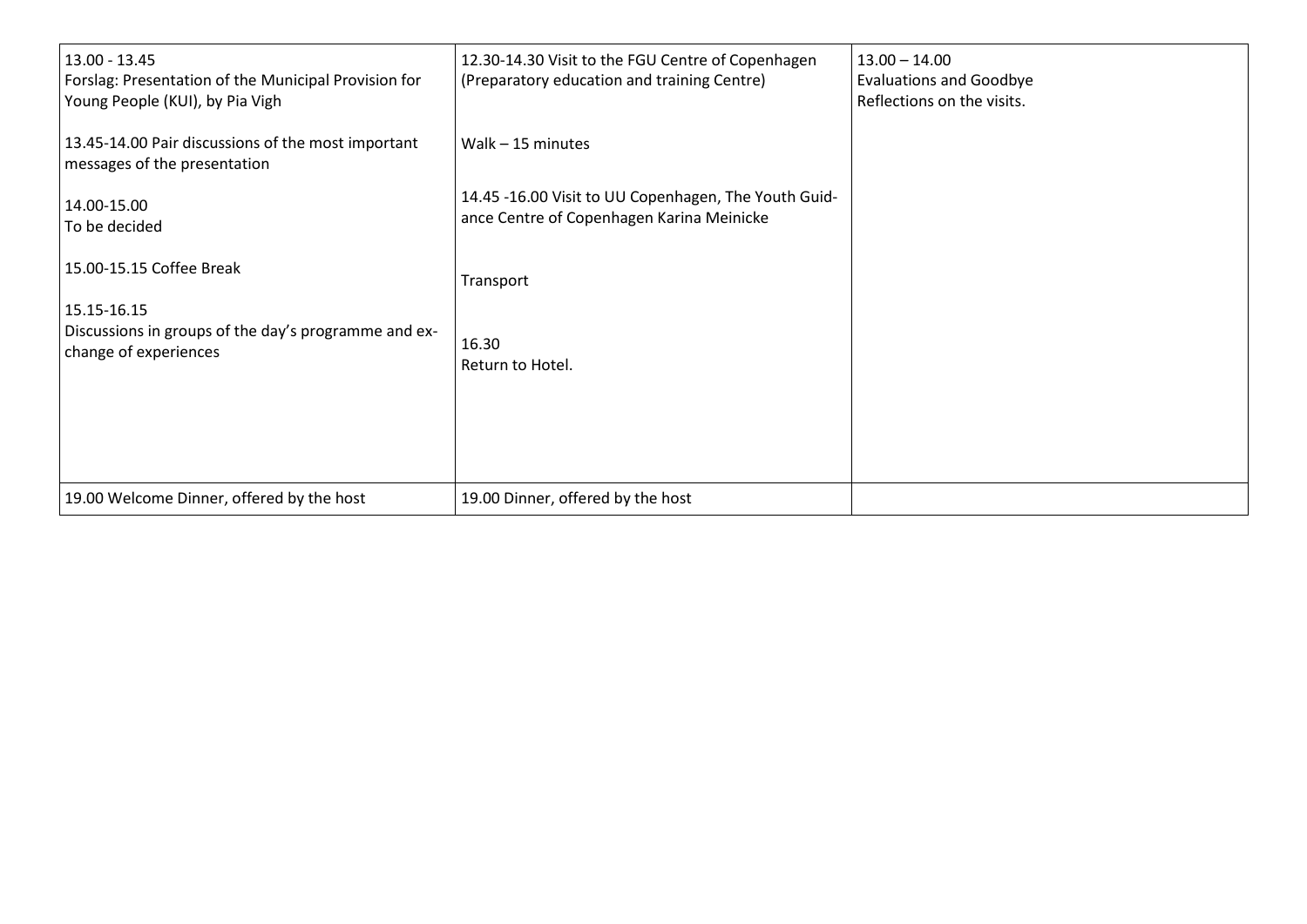| | | |
|---|---|---|
| 13.00 - 13.45<br>Forslag: Presentation of the Municipal Provision for Young People (KUI), by Pia Vigh<br><br>13.45-14.00 Pair discussions of the most important messages of the presentation<br><br>14.00-15.00<br>To be decided<br><br>15.00-15.15 Coffee Break<br><br>15.15-16.15<br>Discussions in groups of the day's programme and exchange of experiences | 12.30-14.30 Visit to the FGU Centre of Copenhagen (Preparatory education and training Centre)<br><br>Walk – 15 minutes<br><br>14.45 -16.00 Visit to UU Copenhagen, The Youth Guidance Centre of Copenhagen Karina Meinicke<br><br>Transport<br><br>16.30<br>Return to Hotel. | 13.00 – 14.00<br>Evaluations and Goodbye<br>Reflections on the visits. |
| 19.00 Welcome Dinner, offered by the host | 19.00 Dinner, offered by the host | |